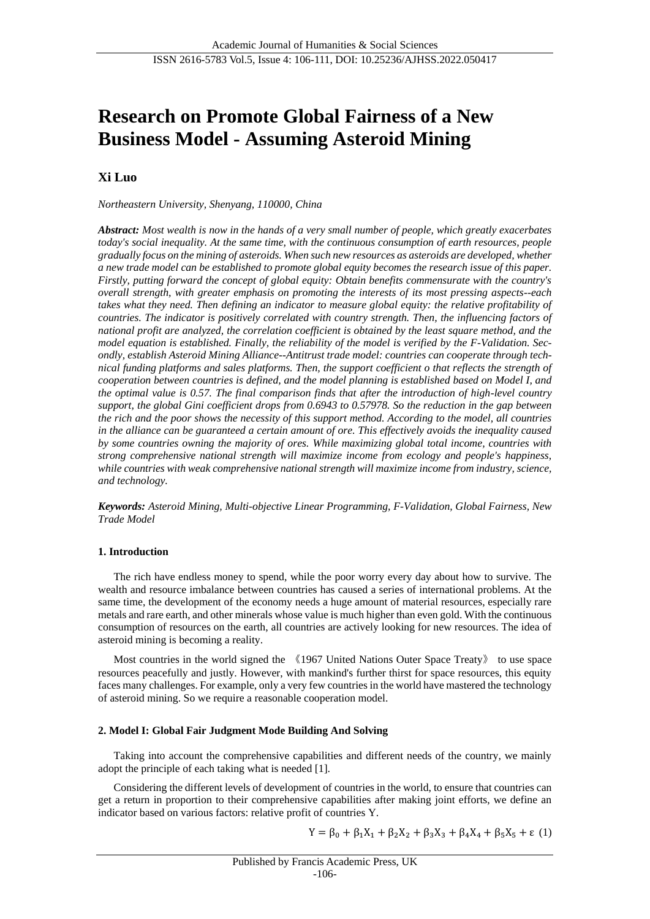# Research on Promote Global Fairness of a New Business Model - Assuming Asteroid Mining

**Xi Luo**

*Northeastern University, Shenyang, 110000, China*

***Abstract:*** *Most wealth is now in the hands of a very small number of people, which greatly exacerbates today's social inequality. At the same time, with the continuous consumption of earth resources, people gradually focus on the mining of asteroids. When such new resources as asteroids are developed, whether a new trade model can be established to promote global equity becomes the research issue of this paper. Firstly, putting forward the concept of global equity: Obtain benefits commensurate with the country's overall strength, with greater emphasis on promoting the interests of its most pressing aspects--each takes what they need. Then defining an indicator to measure global equity: the relative profitability of countries. The indicator is positively correlated with country strength. Then, the influencing factors of national profit are analyzed, the correlation coefficient is obtained by the least square method, and the model equation is established. Finally, the reliability of the model is verified by the F-Validation. Secondly, establish Asteroid Mining Alliance--Antitrust trade model: countries can cooperate through technical funding platforms and sales platforms. Then, the support coefficient o that reflects the strength of cooperation between countries is defined, and the model planning is established based on Model I, and the optimal value is 0.57. The final comparison finds that after the introduction of high-level country support, the global Gini coefficient drops from 0.6943 to 0.57978. So the reduction in the gap between the rich and the poor shows the necessity of this support method. According to the model, all countries in the alliance can be guaranteed a certain amount of ore. This effectively avoids the inequality caused by some countries owning the majority of ores. While maximizing global total income, countries with strong comprehensive national strength will maximize income from ecology and people's happiness, while countries with weak comprehensive national strength will maximize income from industry, science, and technology.*

***Keywords:*** *Asteroid Mining, Multi-objective Linear Programming, F-Validation, Global Fairness, New Trade Model*

## 1. Introduction

The rich have endless money to spend, while the poor worry every day about how to survive. The wealth and resource imbalance between countries has caused a series of international problems. At the same time, the development of the economy needs a huge amount of material resources, especially rare metals and rare earth, and other minerals whose value is much higher than even gold. With the continuous consumption of resources on the earth, all countries are actively looking for new resources. The idea of asteroid mining is becoming a reality.

Most countries in the world signed the 《1967 United Nations Outer Space Treaty》 to use space resources peacefully and justly. However, with mankind's further thirst for space resources, this equity faces many challenges. For example, only a very few countries in the world have mastered the technology of asteroid mining. So we require a reasonable cooperation model.

## 2. Model I: Global Fair Judgment Mode Building And Solving

Taking into account the comprehensive capabilities and different needs of the country, we mainly adopt the principle of each taking what is needed [1].

Considering the different levels of development of countries in the world, to ensure that countries can get a return in proportion to their comprehensive capabilities after making joint efforts, we define an indicator based on various factors: relative profit of countries Y.

$$Y = \beta_0 + \beta_1 X_1 + \beta_2 X_2 + \beta_3 X_3 + \beta_4 X_4 + \beta_5 X_5 + \varepsilon \quad (1)$$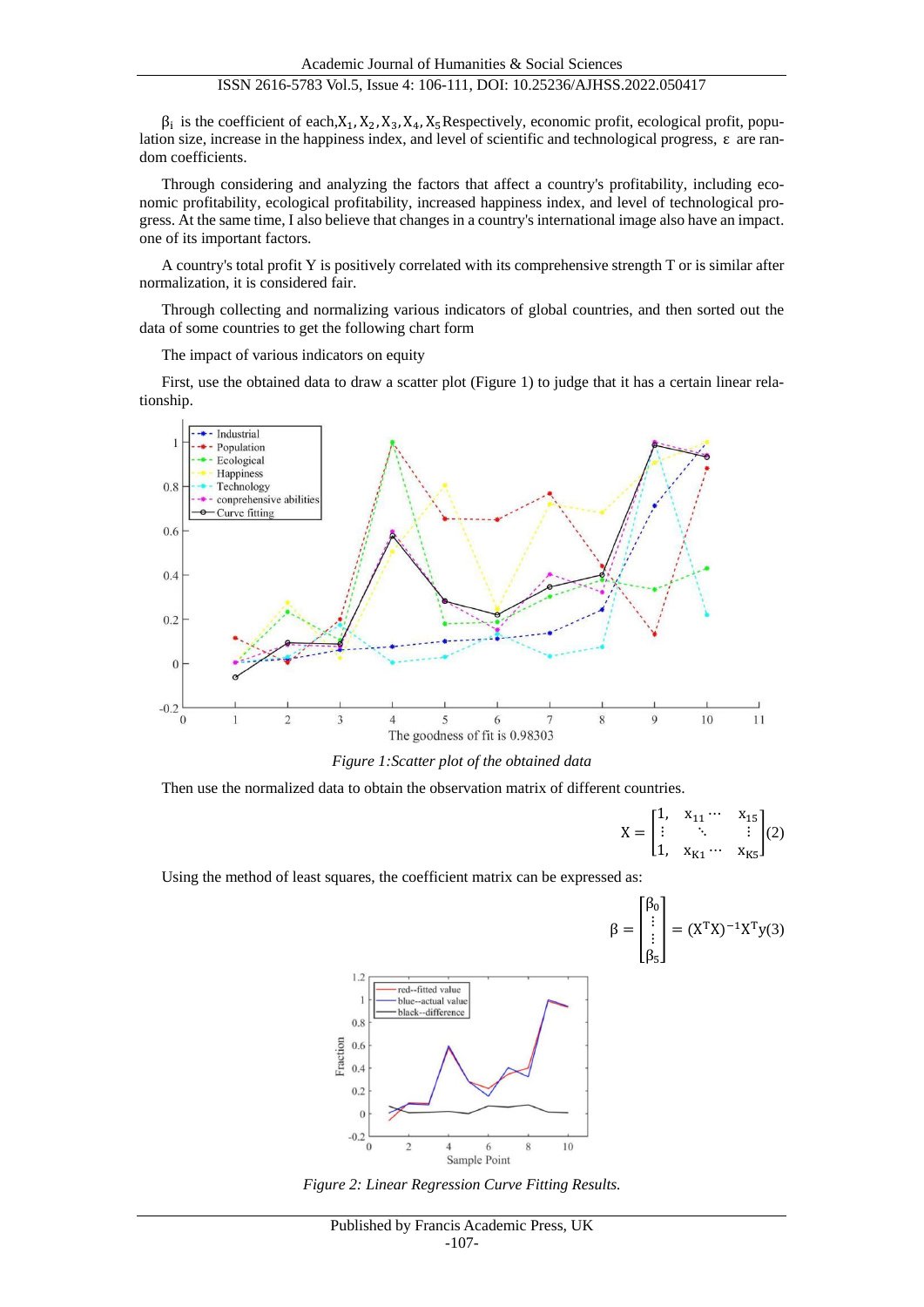$\beta_i$ is the coefficient of each, $X_1, X_2, X_3, X_4, X_5$ Respectively, economic profit, ecological profit, population size, increase in the happiness index, and level of scientific and technological progress, $\varepsilon$ are random coefficients.

Through considering and analyzing the factors that affect a country's profitability, including economic profitability, ecological profitability, increased happiness index, and level of technological progress. At the same time, I also believe that changes in a country's international image also have an impact. one of its important factors.

A country's total profit Y is positively correlated with its comprehensive strength T or is similar after normalization, it is considered fair.

Through collecting and normalizing various indicators of global countries, and then sorted out the data of some countries to get the following chart form

The impact of various indicators on equity

First, use the obtained data to draw a scatter plot (Figure 1) to judge that it has a certain linear relationship.

*Figure 1:Scatter plot of the obtained data*

Then use the normalized data to obtain the observation matrix of different countries.

$$X = \begin{bmatrix} 1, & x_{11} \cdots & x_{15} \\ \vdots & \ddots & \vdots \\ 1, & x_{K1} \cdots & x_{K5} \end{bmatrix} (2)$$

Using the method of least squares, the coefficient matrix can be expressed as:

$$\beta = \begin{bmatrix} \beta_0 \\ \vdots \\ \vdots \\ \beta_5 \end{bmatrix} = (X^T X)^{-1} X^T y (3)$$

*Figure 2: Linear Regression Curve Fitting Results.*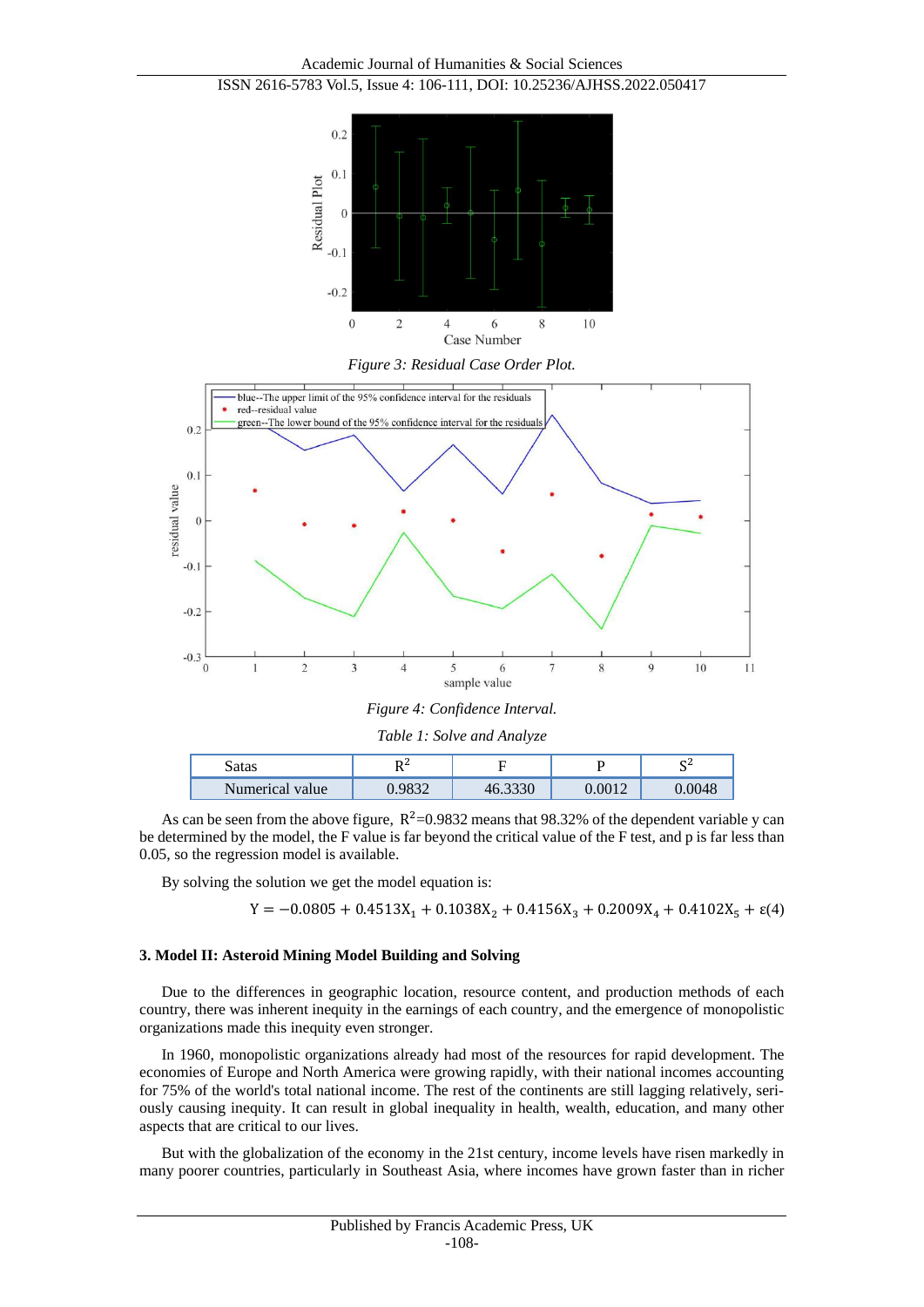*Figure 3: Residual Case Order Plot.*

*Figure 4: Confidence Interval.*

*Table 1: Solve and Analyze*

| Satas | $R^2$ | F | P | $S^2$ |
|---|---|---|---|---|
| Numerical value | 0.9832 | 46.3330 | 0.0012 | 0.0048 |

As can be seen from the above figure, $R^2$=0.9832 means that 98.32% of the dependent variable y can be determined by the model, the F value is far beyond the critical value of the F test, and p is far less than 0.05, so the regression model is available.

By solving the solution we get the model equation is:

$$Y = -0.0805 + 0.4513X_1 + 0.1038X_2 + 0.4156X_3 + 0.2009X_4 + 0.4102X_5 + \varepsilon \quad (4)$$

### 3. Model II: Asteroid Mining Model Building and Solving

Due to the differences in geographic location, resource content, and production methods of each country, there was inherent inequity in the earnings of each country, and the emergence of monopolistic organizations made this inequity even stronger.

In 1960, monopolistic organizations already had most of the resources for rapid development. The economies of Europe and North America were growing rapidly, with their national incomes accounting for 75% of the world's total national income. The rest of the continents are still lagging relatively, seriously causing inequity. It can result in global inequality in health, wealth, education, and many other aspects that are critical to our lives.

But with the globalization of the economy in the 21st century, income levels have risen markedly in many poorer countries, particularly in Southeast Asia, where incomes have grown faster than in richer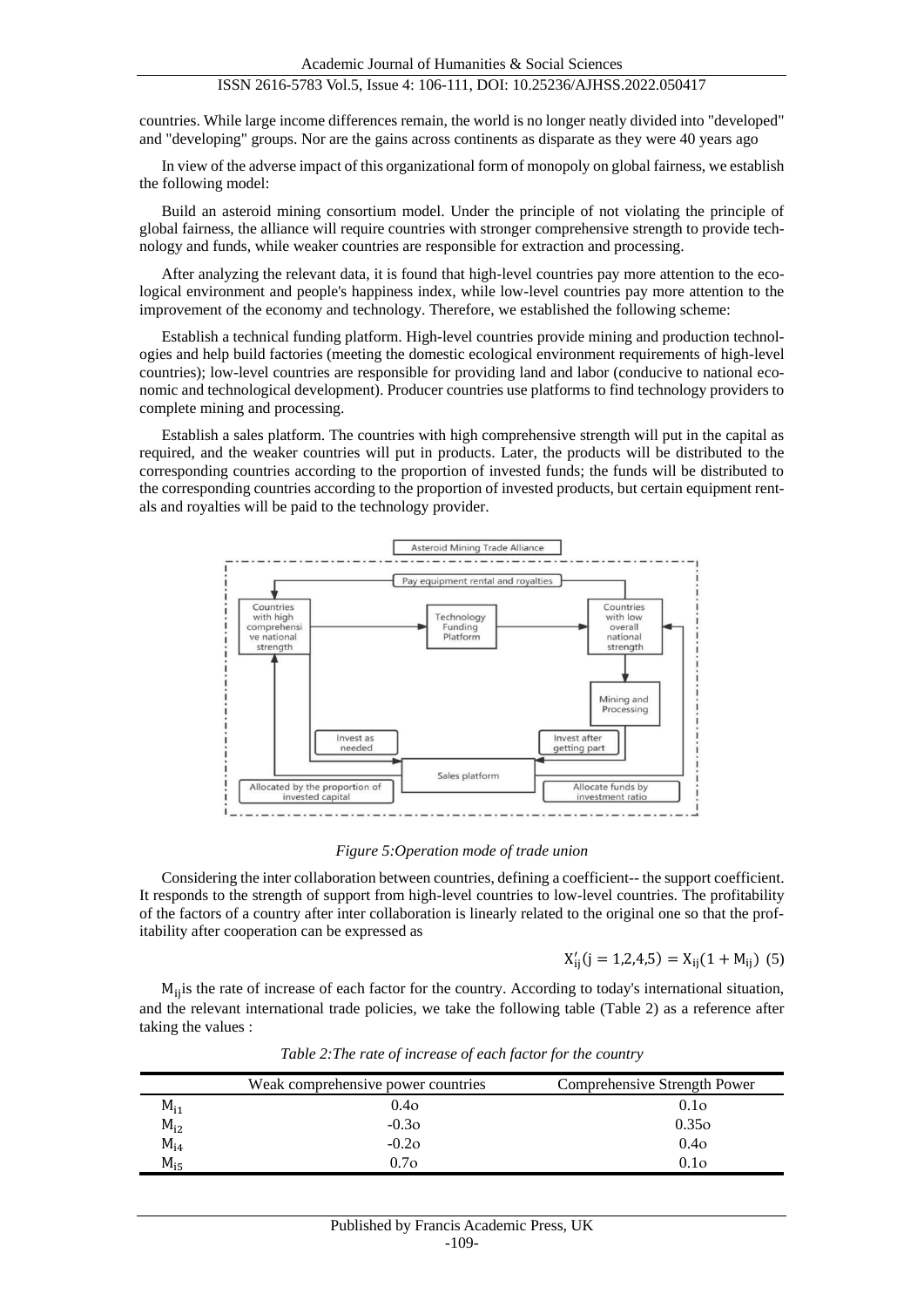countries. While large income differences remain, the world is no longer neatly divided into "developed" and "developing" groups. Nor are the gains across continents as disparate as they were 40 years ago

In view of the adverse impact of this organizational form of monopoly on global fairness, we establish the following model:

Build an asteroid mining consortium model. Under the principle of not violating the principle of global fairness, the alliance will require countries with stronger comprehensive strength to provide technology and funds, while weaker countries are responsible for extraction and processing.

After analyzing the relevant data, it is found that high-level countries pay more attention to the ecological environment and people's happiness index, while low-level countries pay more attention to the improvement of the economy and technology. Therefore, we established the following scheme:

Establish a technical funding platform. High-level countries provide mining and production technologies and help build factories (meeting the domestic ecological environment requirements of high-level countries); low-level countries are responsible for providing land and labor (conducive to national economic and technological development). Producer countries use platforms to find technology providers to complete mining and processing.

Establish a sales platform. The countries with high comprehensive strength will put in the capital as required, and the weaker countries will put in products. Later, the products will be distributed to the corresponding countries according to the proportion of invested funds; the funds will be distributed to the corresponding countries according to the proportion of invested products, but certain equipment rentals and royalties will be paid to the technology provider.

*Figure 5:Operation mode of trade union*

Considering the inter collaboration between countries, defining a coefficient-- the support coefficient. It responds to the strength of support from high-level countries to low-level countries. The profitability of the factors of a country after inter collaboration is linearly related to the original one so that the profitability after cooperation can be expressed as

$$X'_{ij}(j = 1,2,4,5) = X_{ij}(1 + M_{ij}) \quad (5)$$

$M_{ij}$ is the rate of increase of each factor for the country. According to today's international situation, and the relevant international trade policies, we take the following table (Table 2) as a reference after taking the values :

*Table 2:The rate of increase of each factor for the country*

| | Weak comprehensive power countries | Comprehensive Strength Power |
|---|---|---|
| $M_{i1}$ | 0.4o | 0.1o |
| $M_{i2}$ | -0.3o | 0.35o |
| $M_{i4}$ | -0.2o | 0.4o |
| $M_{i5}$ | 0.7o | 0.1o |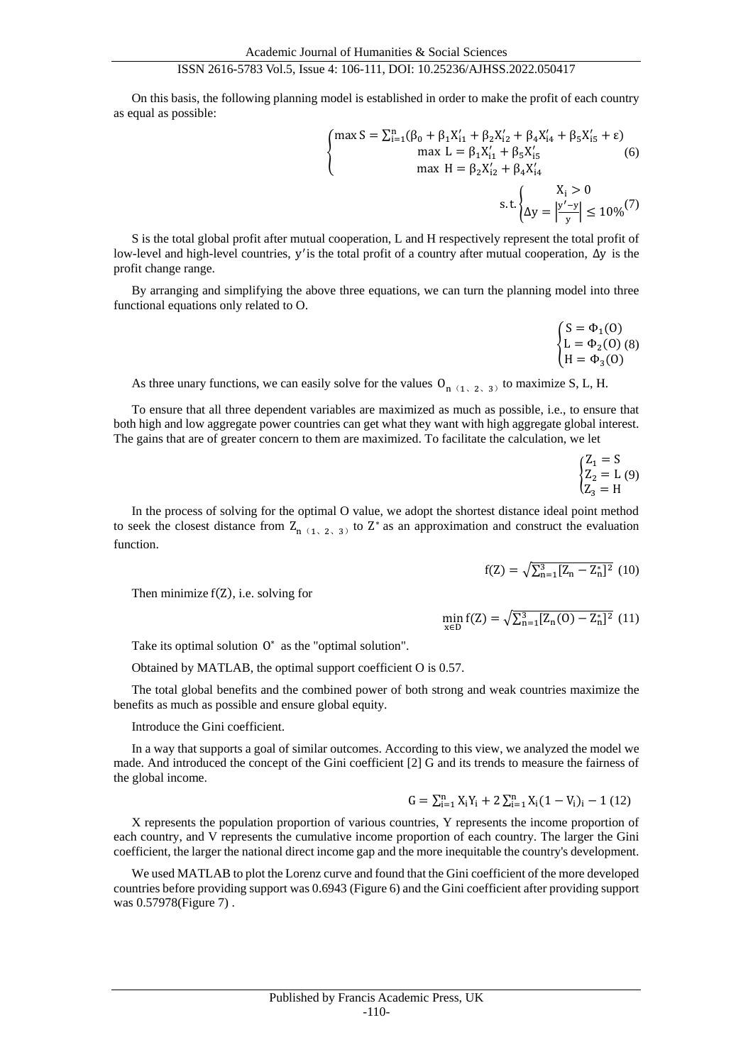On this basis, the following planning model is established in order to make the profit of each country as equal as possible:

$$\begin{cases} \max S = \sum_{i=1}^{n}(\beta_0 + \beta_1 X'_{i1} + \beta_2 X'_{i2} + \beta_4 X'_{i4} + \beta_5 X'_{i5} + \varepsilon) \\ \max\ L = \beta_1 X'_{i1} + \beta_5 X'_{i5} \\ \max\ H = \beta_2 X'_{i2} + \beta_4 X'_{i4} \end{cases} \quad (6)$$

$$\text{s.t.} \begin{cases} X_i > 0 \\ \Delta y = \left|\frac{y' - y}{y}\right| \leq 10\% \end{cases} \quad (7)$$

S is the total global profit after mutual cooperation, L and H respectively represent the total profit of low-level and high-level countries, $y'$ is the total profit of a country after mutual cooperation, $\Delta y$ is the profit change range.

By arranging and simplifying the above three equations, we can turn the planning model into three functional equations only related to O.

$$\begin{cases} S = \Phi_1(O) \\ L = \Phi_2(O) \\ H = \Phi_3(O) \end{cases} \quad (8)$$

As three unary functions, we can easily solve for the values $O_{n\ (1、2、3)}$ to maximize S, L, H.

To ensure that all three dependent variables are maximized as much as possible, i.e., to ensure that both high and low aggregate power countries can get what they want with high aggregate global interest. The gains that are of greater concern to them are maximized. To facilitate the calculation, we let

$$\begin{cases} Z_1 = S \\ Z_2 = L \\ Z_3 = H \end{cases} \quad (9)$$

In the process of solving for the optimal O value, we adopt the shortest distance ideal point method to seek the closest distance from $Z_{n\ (1、2、3)}$ to $Z^*$ as an approximation and construct the evaluation function.

$$f(Z) = \sqrt{\sum_{n=1}^{3}[Z_n - Z_n^*]^2} \quad (10)$$

Then minimize $f(Z)$, i.e. solving for

$$\min_{x \in D} f(Z) = \sqrt{\sum_{n=1}^{3}[Z_n(O) - Z_n^*]^2} \quad (11)$$

Take its optimal solution $O^*$ as the "optimal solution".

Obtained by MATLAB, the optimal support coefficient O is 0.57.

The total global benefits and the combined power of both strong and weak countries maximize the benefits as much as possible and ensure global equity.

Introduce the Gini coefficient.

In a way that supports a goal of similar outcomes. According to this view, we analyzed the model we made. And introduced the concept of the Gini coefficient [2] G and its trends to measure the fairness of the global income.

$$G = \sum_{i=1}^{n} X_i Y_i + 2\sum_{i=1}^{n} X_i (1 - V_i)_i - 1 \quad (12)$$

X represents the population proportion of various countries, Y represents the income proportion of each country, and V represents the cumulative income proportion of each country. The larger the Gini coefficient, the larger the national direct income gap and the more inequitable the country's development.

We used MATLAB to plot the Lorenz curve and found that the Gini coefficient of the more developed countries before providing support was 0.6943 (Figure 6) and the Gini coefficient after providing support was 0.57978(Figure 7) .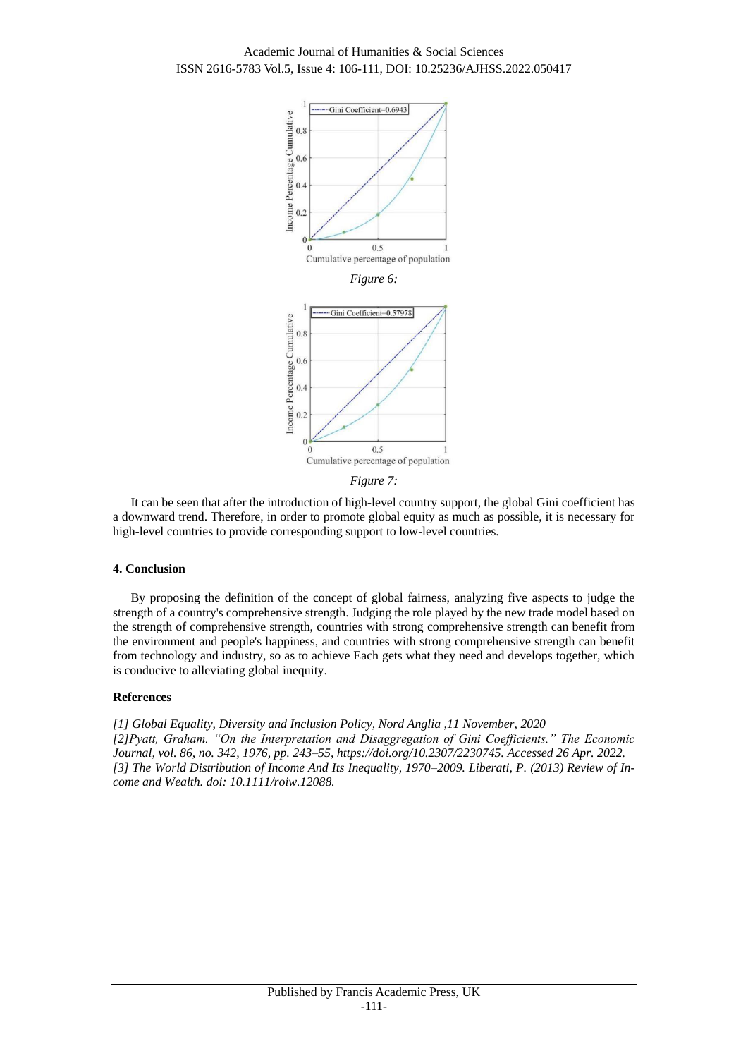Gini Coefficient=0.6943

Income Percentage Cumulative

0
0.2
0.4
0.6
0.8
1

0
0.5
1

Cumulative percentage of population

*Figure 6:*

Gini Coefficient=0.57978

Income Percentage Cumulative

0
0.2
0.4
0.6
0.8
1

0
0.5
1

Cumulative percentage of population

*Figure 7:*

It can be seen that after the introduction of high-level country support, the global Gini coefficient has a downward trend. Therefore, in order to promote global equity as much as possible, it is necessary for high-level countries to provide corresponding support to low-level countries.

## 4. Conclusion

By proposing the definition of the concept of global fairness, analyzing five aspects to judge the strength of a country's comprehensive strength. Judging the role played by the new trade model based on the strength of comprehensive strength, countries with strong comprehensive strength can benefit from the environment and people's happiness, and countries with strong comprehensive strength can benefit from technology and industry, so as to achieve Each gets what they need and develops together, which is conducive to alleviating global inequity.

## References

*[1] Global Equality, Diversity and Inclusion Policy, Nord Anglia ,11 November, 2020*

*[2]Pyatt, Graham. "On the Interpretation and Disaggregation of Gini Coefficients." The Economic Journal, vol. 86, no. 342, 1976, pp. 243–55, https://doi.org/10.2307/2230745. Accessed 26 Apr. 2022.*

*[3] The World Distribution of Income And Its Inequality, 1970–2009. Liberati, P. (2013) Review of Income and Wealth. doi: 10.1111/roiw.12088.*